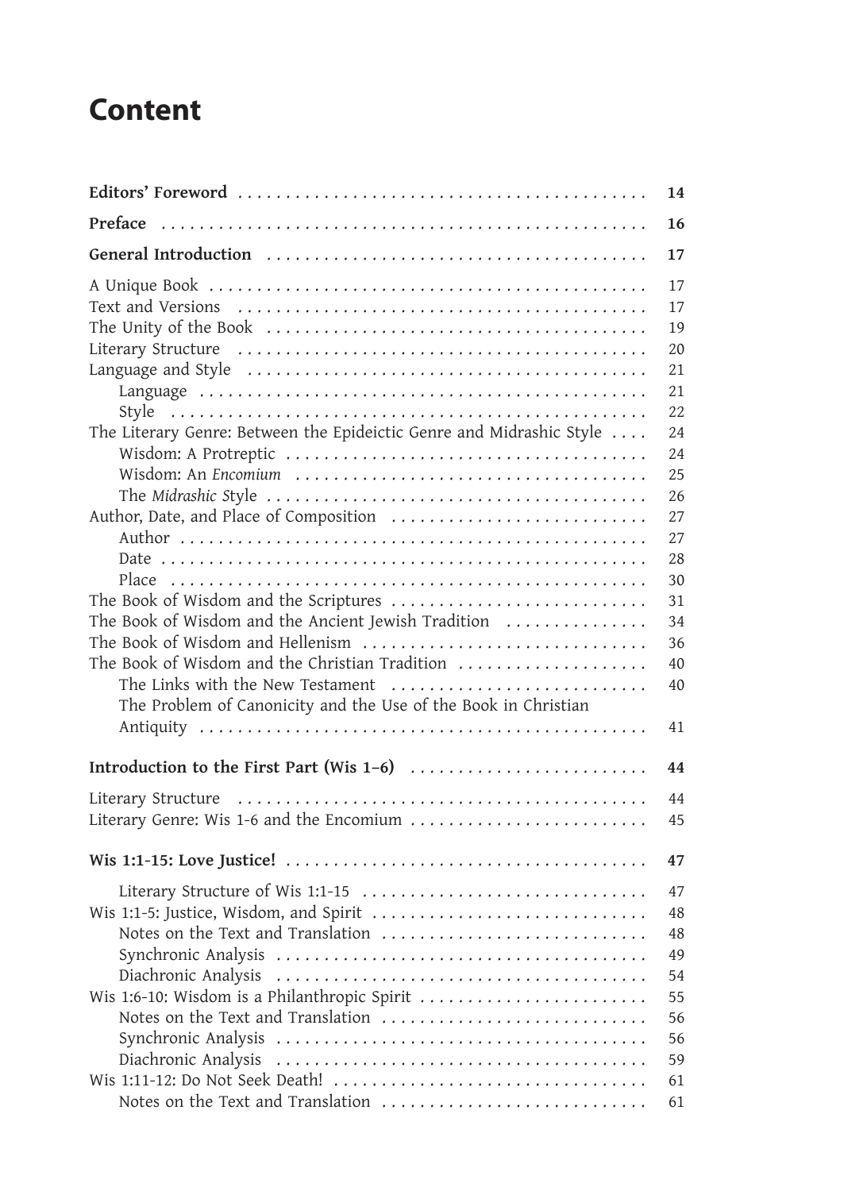# Content

| | |
|---|---|
| **Editors' Foreword** | **14** |
| **Preface** | **16** |
| **General Introduction** | **17** |
| A Unique Book | 17 |
| Text and Versions | 17 |
| The Unity of the Book | 19 |
| Literary Structure | 20 |
| Language and Style | 21 |
| &nbsp;&nbsp;&nbsp;&nbsp;Language | 21 |
| &nbsp;&nbsp;&nbsp;&nbsp;Style | 22 |
| The Literary Genre: Between the Epideictic Genre and Midrashic Style | 24 |
| &nbsp;&nbsp;&nbsp;&nbsp;Wisdom: A Protreptic | 24 |
| &nbsp;&nbsp;&nbsp;&nbsp;Wisdom: An *Encomium* | 25 |
| &nbsp;&nbsp;&nbsp;&nbsp;The *Midrashic S*tyle | 26 |
| Author, Date, and Place of Composition | 27 |
| &nbsp;&nbsp;&nbsp;&nbsp;Author | 27 |
| &nbsp;&nbsp;&nbsp;&nbsp;Date | 28 |
| &nbsp;&nbsp;&nbsp;&nbsp;Place | 30 |
| The Book of Wisdom and the Scriptures | 31 |
| The Book of Wisdom and the Ancient Jewish Tradition | 34 |
| The Book of Wisdom and Hellenism | 36 |
| The Book of Wisdom and the Christian Tradition | 40 |
| &nbsp;&nbsp;&nbsp;&nbsp;The Links with the New Testament | 40 |
| &nbsp;&nbsp;&nbsp;&nbsp;The Problem of Canonicity and the Use of the Book in Christian Antiquity | 41 |
| **Introduction to the First Part (Wis 1–6)** | **44** |
| Literary Structure | 44 |
| Literary Genre: Wis 1-6 and the Encomium | 45 |
| **Wis 1:1-15: Love Justice!** | **47** |
| &nbsp;&nbsp;&nbsp;&nbsp;Literary Structure of Wis 1:1-15 | 47 |
| Wis 1:1-5: Justice, Wisdom, and Spirit | 48 |
| &nbsp;&nbsp;&nbsp;&nbsp;Notes on the Text and Translation | 48 |
| &nbsp;&nbsp;&nbsp;&nbsp;Synchronic Analysis | 49 |
| &nbsp;&nbsp;&nbsp;&nbsp;Diachronic Analysis | 54 |
| Wis 1:6-10: Wisdom is a Philanthropic Spirit | 55 |
| &nbsp;&nbsp;&nbsp;&nbsp;Notes on the Text and Translation | 56 |
| &nbsp;&nbsp;&nbsp;&nbsp;Synchronic Analysis | 56 |
| &nbsp;&nbsp;&nbsp;&nbsp;Diachronic Analysis | 59 |
| Wis 1:11-12: Do Not Seek Death! | 61 |
| &nbsp;&nbsp;&nbsp;&nbsp;Notes on the Text and Translation | 61 |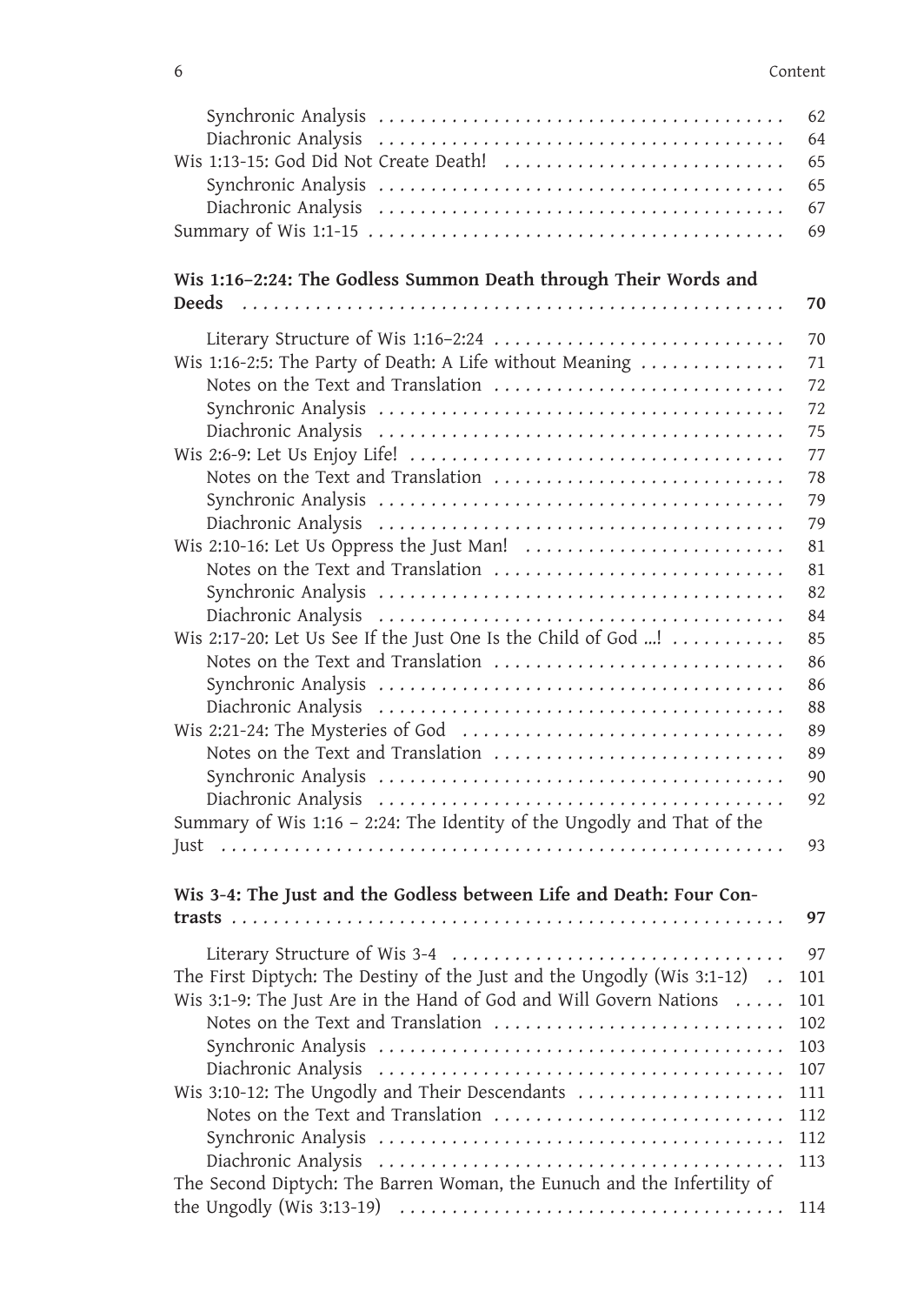Synchronic Analysis ... 62
Diachronic Analysis ... 64
Wis 1:13-15: God Did Not Create Death! ... 65
Synchronic Analysis ... 65
Diachronic Analysis ... 67
Summary of Wis 1:1-15 ... 69

**Wis 1:16–2:24: The Godless Summon Death through Their Words and Deeds ... 70**

Literary Structure of Wis 1:16–2:24 ... 70
Wis 1:16-2:5: The Party of Death: A Life without Meaning ... 71
Notes on the Text and Translation ... 72
Synchronic Analysis ... 72
Diachronic Analysis ... 75
Wis 2:6-9: Let Us Enjoy Life! ... 77
Notes on the Text and Translation ... 78
Synchronic Analysis ... 79
Diachronic Analysis ... 79
Wis 2:10-16: Let Us Oppress the Just Man! ... 81
Notes on the Text and Translation ... 81
Synchronic Analysis ... 82
Diachronic Analysis ... 84
Wis 2:17-20: Let Us See If the Just One Is the Child of God ...! ... 85
Notes on the Text and Translation ... 86
Synchronic Analysis ... 86
Diachronic Analysis ... 88
Wis 2:21-24: The Mysteries of God ... 89
Notes on the Text and Translation ... 89
Synchronic Analysis ... 90
Diachronic Analysis ... 92
Summary of Wis 1:16 – 2:24: The Identity of the Ungodly and That of the Just ... 93

**Wis 3-4: The Just and the Godless between Life and Death: Four Contrasts ... 97**

Literary Structure of Wis 3-4 ... 97
The First Diptych: The Destiny of the Just and the Ungodly (Wis 3:1-12) ... 101
Wis 3:1-9: The Just Are in the Hand of God and Will Govern Nations ... 101
Notes on the Text and Translation ... 102
Synchronic Analysis ... 103
Diachronic Analysis ... 107
Wis 3:10-12: The Ungodly and Their Descendants ... 111
Notes on the Text and Translation ... 112
Synchronic Analysis ... 112
Diachronic Analysis ... 113
The Second Diptych: The Barren Woman, the Eunuch and the Infertility of the Ungodly (Wis 3:13-19) ... 114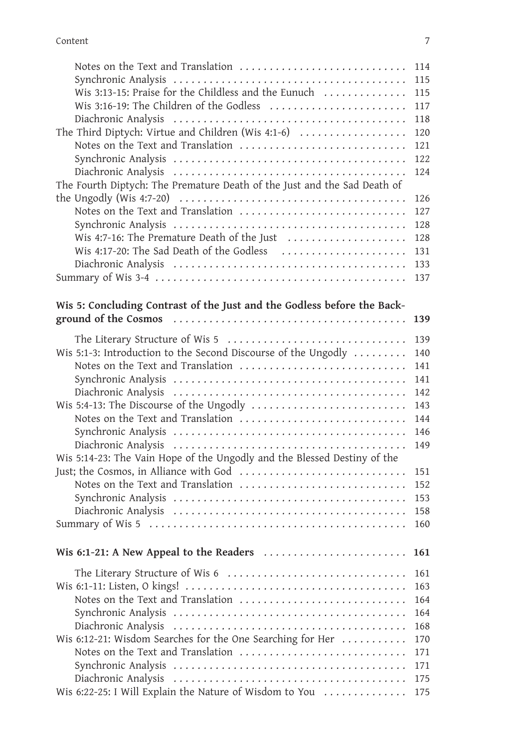Notes on the Text and Translation 114
Synchronic Analysis 115
Wis 3:13-15: Praise for the Childless and the Eunuch 115
Wis 3:16-19: The Children of the Godless 117
Diachronic Analysis 118
The Third Diptych: Virtue and Children (Wis 4:1-6) 120
Notes on the Text and Translation 121
Synchronic Analysis 122
Diachronic Analysis 124
The Fourth Diptych: The Premature Death of the Just and the Sad Death of the Ungodly (Wis 4:7-20) 126
Notes on the Text and Translation 127
Synchronic Analysis 128
Wis 4:7-16: The Premature Death of the Just 128
Wis 4:17-20: The Sad Death of the Godless 131
Diachronic Analysis 133
Summary of Wis 3-4 137

**Wis 5: Concluding Contrast of the Just and the Godless before the Background of the Cosmos 139**

The Literary Structure of Wis 5 139
Wis 5:1-3: Introduction to the Second Discourse of the Ungodly 140
Notes on the Text and Translation 141
Synchronic Analysis 141
Diachronic Analysis 142
Wis 5:4-13: The Discourse of the Ungodly 143
Notes on the Text and Translation 144
Synchronic Analysis 146
Diachronic Analysis 149
Wis 5:14-23: The Vain Hope of the Ungodly and the Blessed Destiny of the Just; the Cosmos, in Alliance with God 151
Notes on the Text and Translation 152
Synchronic Analysis 153
Diachronic Analysis 158
Summary of Wis 5 160

**Wis 6:1-21: A New Appeal to the Readers 161**

The Literary Structure of Wis 6 161
Wis 6:1-11: Listen, O kings! 163
Notes on the Text and Translation 164
Synchronic Analysis 164
Diachronic Analysis 168
Wis 6:12-21: Wisdom Searches for the One Searching for Her 170
Notes on the Text and Translation 171
Synchronic Analysis 171
Diachronic Analysis 175
Wis 6:22-25: I Will Explain the Nature of Wisdom to You 175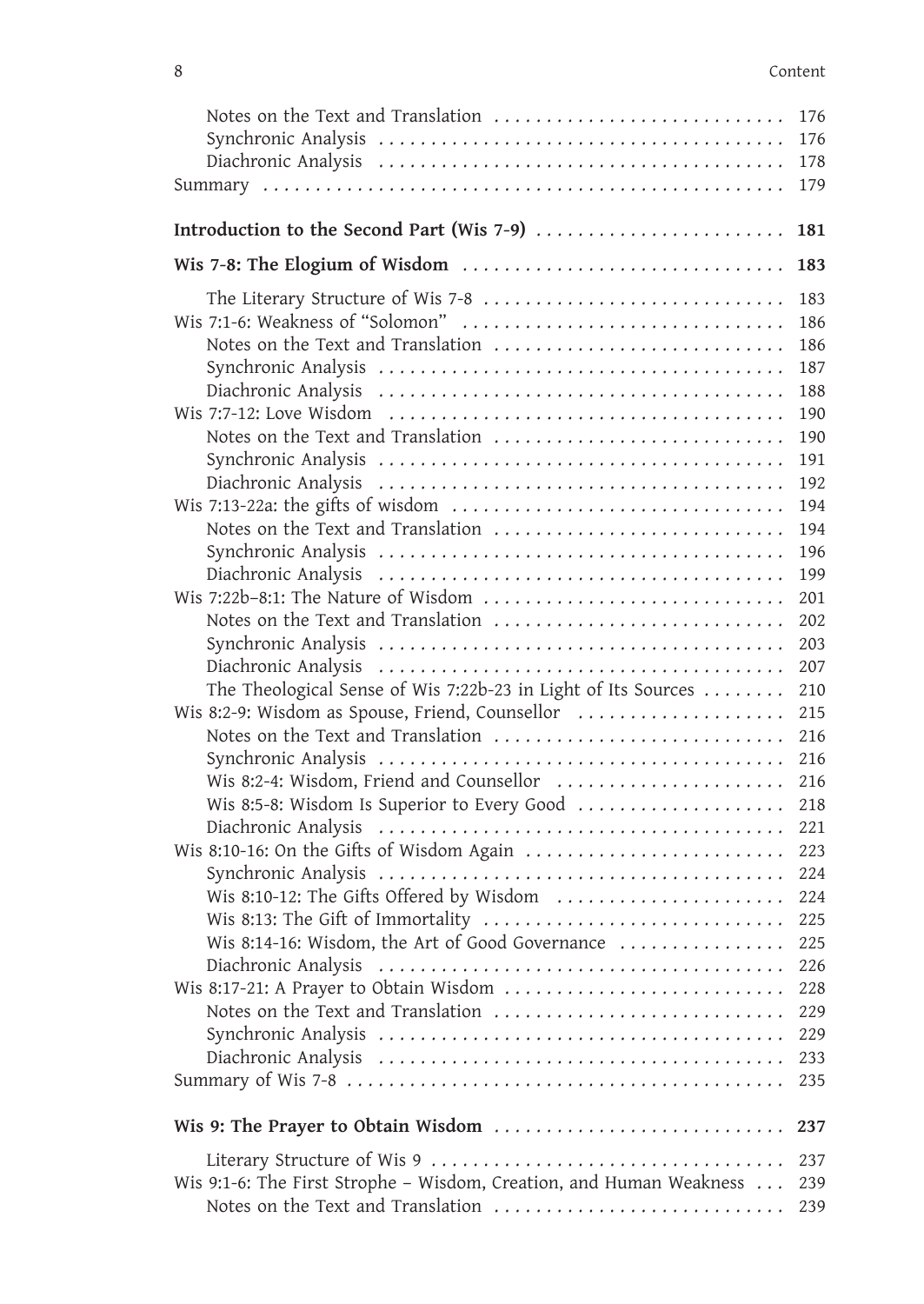Notes on the Text and Translation . . . . . . . . . . . . . . . . . . . . . . . . . . . 176
Synchronic Analysis . . . . . . . . . . . . . . . . . . . . . . . . . . . . . . . . . . . . . 176
Diachronic Analysis . . . . . . . . . . . . . . . . . . . . . . . . . . . . . . . . . . . . . 178
Summary . . . . . . . . . . . . . . . . . . . . . . . . . . . . . . . . . . . . . . . . . . . . . . . 179

**Introduction to the Second Part (Wis 7-9) . . . . . . . . . . . . . . . . . . . . . . . 181**

**Wis 7-8: The Elogium of Wisdom . . . . . . . . . . . . . . . . . . . . . . . . . . . . . . 183**

The Literary Structure of Wis 7-8 . . . . . . . . . . . . . . . . . . . . . . . . . . . . 183
Wis 7:1-6: Weakness of "Solomon" . . . . . . . . . . . . . . . . . . . . . . . . . . . . 186
Notes on the Text and Translation . . . . . . . . . . . . . . . . . . . . . . . . . . . 186
Synchronic Analysis . . . . . . . . . . . . . . . . . . . . . . . . . . . . . . . . . . . . . 187
Diachronic Analysis . . . . . . . . . . . . . . . . . . . . . . . . . . . . . . . . . . . . . 188
Wis 7:7-12: Love Wisdom . . . . . . . . . . . . . . . . . . . . . . . . . . . . . . . . . . . 190
Notes on the Text and Translation . . . . . . . . . . . . . . . . . . . . . . . . . . . 190
Synchronic Analysis . . . . . . . . . . . . . . . . . . . . . . . . . . . . . . . . . . . . . 191
Diachronic Analysis . . . . . . . . . . . . . . . . . . . . . . . . . . . . . . . . . . . . . 192
Wis 7:13-22a: the gifts of wisdom . . . . . . . . . . . . . . . . . . . . . . . . . . . . 194
Notes on the Text and Translation . . . . . . . . . . . . . . . . . . . . . . . . . . . 194
Synchronic Analysis . . . . . . . . . . . . . . . . . . . . . . . . . . . . . . . . . . . . . 196
Diachronic Analysis . . . . . . . . . . . . . . . . . . . . . . . . . . . . . . . . . . . . . 199
Wis 7:22b–8:1: The Nature of Wisdom . . . . . . . . . . . . . . . . . . . . . . . . . . 201
Notes on the Text and Translation . . . . . . . . . . . . . . . . . . . . . . . . . . . 202
Synchronic Analysis . . . . . . . . . . . . . . . . . . . . . . . . . . . . . . . . . . . . . 203
Diachronic Analysis . . . . . . . . . . . . . . . . . . . . . . . . . . . . . . . . . . . . . 207
The Theological Sense of Wis 7:22b-23 in Light of Its Sources . . . . . . . . 210
Wis 8:2-9: Wisdom as Spouse, Friend, Counsellor . . . . . . . . . . . . . . . . . . 215
Notes on the Text and Translation . . . . . . . . . . . . . . . . . . . . . . . . . . . 216
Synchronic Analysis . . . . . . . . . . . . . . . . . . . . . . . . . . . . . . . . . . . . . 216
Wis 8:2-4: Wisdom, Friend and Counsellor . . . . . . . . . . . . . . . . . . . . . 216
Wis 8:5-8: Wisdom Is Superior to Every Good . . . . . . . . . . . . . . . . . . . 218
Diachronic Analysis . . . . . . . . . . . . . . . . . . . . . . . . . . . . . . . . . . . . . 221
Wis 8:10-16: On the Gifts of Wisdom Again . . . . . . . . . . . . . . . . . . . . . . 223
Synchronic Analysis . . . . . . . . . . . . . . . . . . . . . . . . . . . . . . . . . . . . . 224
Wis 8:10-12: The Gifts Offered by Wisdom . . . . . . . . . . . . . . . . . . . . . 224
Wis 8:13: The Gift of Immortality . . . . . . . . . . . . . . . . . . . . . . . . . . . . 225
Wis 8:14-16: Wisdom, the Art of Good Governance . . . . . . . . . . . . . . . 225
Diachronic Analysis . . . . . . . . . . . . . . . . . . . . . . . . . . . . . . . . . . . . . 226
Wis 8:17-21: A Prayer to Obtain Wisdom . . . . . . . . . . . . . . . . . . . . . . . . 228
Notes on the Text and Translation . . . . . . . . . . . . . . . . . . . . . . . . . . . 229
Synchronic Analysis . . . . . . . . . . . . . . . . . . . . . . . . . . . . . . . . . . . . . 229
Diachronic Analysis . . . . . . . . . . . . . . . . . . . . . . . . . . . . . . . . . . . . . 233
Summary of Wis 7-8 . . . . . . . . . . . . . . . . . . . . . . . . . . . . . . . . . . . . . . . 235

**Wis 9: The Prayer to Obtain Wisdom . . . . . . . . . . . . . . . . . . . . . . . . . . . 237**

Literary Structure of Wis 9 . . . . . . . . . . . . . . . . . . . . . . . . . . . . . . . . . 237
Wis 9:1-6: The First Strophe – Wisdom, Creation, and Human Weakness . . . 239
Notes on the Text and Translation . . . . . . . . . . . . . . . . . . . . . . . . . . . 239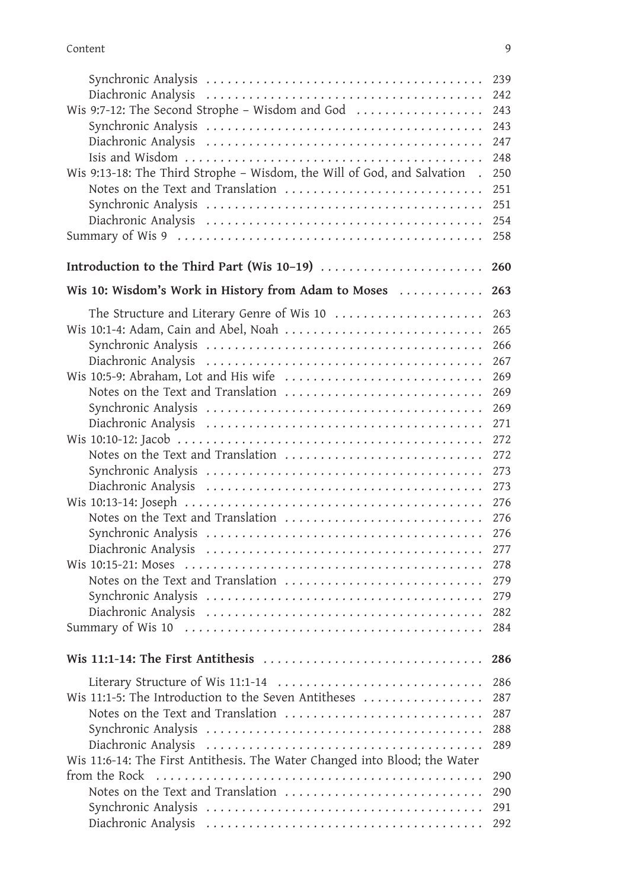Synchronic Analysis . . . . . . . . . . . . . . . . . . . . . . . . . . . . . . . . . . . . . . . 239
Diachronic Analysis . . . . . . . . . . . . . . . . . . . . . . . . . . . . . . . . . . . . . . . 242
Wis 9:7-12: The Second Strophe – Wisdom and God . . . . . . . . . . . . . . . . . . 243
Synchronic Analysis . . . . . . . . . . . . . . . . . . . . . . . . . . . . . . . . . . . . . . . 243
Diachronic Analysis . . . . . . . . . . . . . . . . . . . . . . . . . . . . . . . . . . . . . . . 247
Isis and Wisdom . . . . . . . . . . . . . . . . . . . . . . . . . . . . . . . . . . . . . . . . . 248
Wis 9:13-18: The Third Strophe – Wisdom, the Will of God, and Salvation . 250
Notes on the Text and Translation . . . . . . . . . . . . . . . . . . . . . . . . . . . . 251
Synchronic Analysis . . . . . . . . . . . . . . . . . . . . . . . . . . . . . . . . . . . . . . . 251
Diachronic Analysis . . . . . . . . . . . . . . . . . . . . . . . . . . . . . . . . . . . . . . . 254
Summary of Wis 9 . . . . . . . . . . . . . . . . . . . . . . . . . . . . . . . . . . . . . . . . . 258

**Introduction to the Third Part (Wis 10–19) . . . . . . . . . . . . . . . . . . . . . . . 260**

**Wis 10: Wisdom's Work in History from Adam to Moses . . . . . . . . . . . . 263**

The Structure and Literary Genre of Wis 10 . . . . . . . . . . . . . . . . . . . . . 263
Wis 10:1-4: Adam, Cain and Abel, Noah . . . . . . . . . . . . . . . . . . . . . . . . . . 265
Synchronic Analysis . . . . . . . . . . . . . . . . . . . . . . . . . . . . . . . . . . . . . . . 266
Diachronic Analysis . . . . . . . . . . . . . . . . . . . . . . . . . . . . . . . . . . . . . . . 267
Wis 10:5-9: Abraham, Lot and His wife . . . . . . . . . . . . . . . . . . . . . . . . . . . 269
Notes on the Text and Translation . . . . . . . . . . . . . . . . . . . . . . . . . . . . 269
Synchronic Analysis . . . . . . . . . . . . . . . . . . . . . . . . . . . . . . . . . . . . . . . 269
Diachronic Analysis . . . . . . . . . . . . . . . . . . . . . . . . . . . . . . . . . . . . . . . 271
Wis 10:10-12: Jacob . . . . . . . . . . . . . . . . . . . . . . . . . . . . . . . . . . . . . . . . . 272
Notes on the Text and Translation . . . . . . . . . . . . . . . . . . . . . . . . . . . . 272
Synchronic Analysis . . . . . . . . . . . . . . . . . . . . . . . . . . . . . . . . . . . . . . . 273
Diachronic Analysis . . . . . . . . . . . . . . . . . . . . . . . . . . . . . . . . . . . . . . . 273
Wis 10:13-14: Joseph . . . . . . . . . . . . . . . . . . . . . . . . . . . . . . . . . . . . . . . . 276
Notes on the Text and Translation . . . . . . . . . . . . . . . . . . . . . . . . . . . . 276
Synchronic Analysis . . . . . . . . . . . . . . . . . . . . . . . . . . . . . . . . . . . . . . . 276
Diachronic Analysis . . . . . . . . . . . . . . . . . . . . . . . . . . . . . . . . . . . . . . . 277
Wis 10:15-21: Moses . . . . . . . . . . . . . . . . . . . . . . . . . . . . . . . . . . . . . . . . 278
Notes on the Text and Translation . . . . . . . . . . . . . . . . . . . . . . . . . . . . 279
Synchronic Analysis . . . . . . . . . . . . . . . . . . . . . . . . . . . . . . . . . . . . . . . 279
Diachronic Analysis . . . . . . . . . . . . . . . . . . . . . . . . . . . . . . . . . . . . . . . 282
Summary of Wis 10 . . . . . . . . . . . . . . . . . . . . . . . . . . . . . . . . . . . . . . . . 284

**Wis 11:1-14: The First Antithesis . . . . . . . . . . . . . . . . . . . . . . . . . . . . . . 286**

Literary Structure of Wis 11:1-14 . . . . . . . . . . . . . . . . . . . . . . . . . . . . . 286
Wis 11:1-5: The Introduction to the Seven Antitheses . . . . . . . . . . . . . . . . 287
Notes on the Text and Translation . . . . . . . . . . . . . . . . . . . . . . . . . . . . 287
Synchronic Analysis . . . . . . . . . . . . . . . . . . . . . . . . . . . . . . . . . . . . . . . 288
Diachronic Analysis . . . . . . . . . . . . . . . . . . . . . . . . . . . . . . . . . . . . . . . 289
Wis 11:6-14: The First Antithesis. The Water Changed into Blood; the Water from the Rock . . . . . . . . . . . . . . . . . . . . . . . . . . . . . . . . . . . . . . . . . . . . 290
Notes on the Text and Translation . . . . . . . . . . . . . . . . . . . . . . . . . . . . 290
Synchronic Analysis . . . . . . . . . . . . . . . . . . . . . . . . . . . . . . . . . . . . . . . 291
Diachronic Analysis . . . . . . . . . . . . . . . . . . . . . . . . . . . . . . . . . . . . . . . 292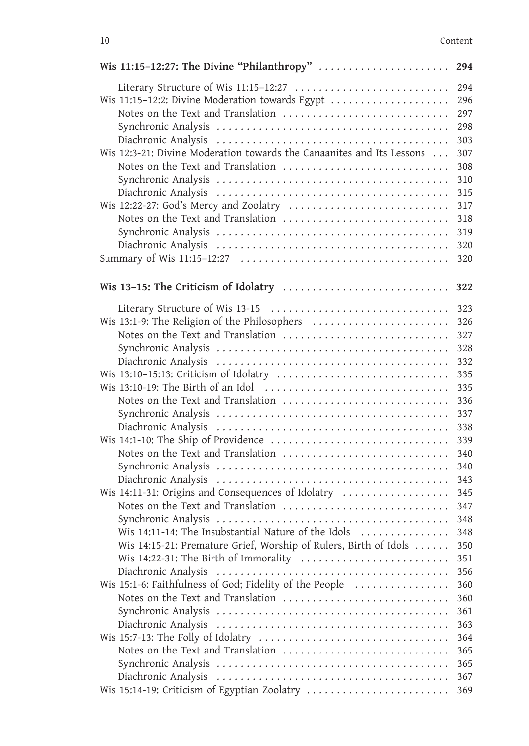**Wis 11:15–12:27: The Divine "Philanthropy"** ..................... 294

- Literary Structure of Wis 11:15–12:27 ..................... 294
- Wis 11:15–12:2: Divine Moderation towards Egypt ..................... 296
  - Notes on the Text and Translation ..................... 297
  - Synchronic Analysis ..................... 298
  - Diachronic Analysis ..................... 303
- Wis 12:3-21: Divine Moderation towards the Canaanites and Its Lessons ... 307
  - Notes on the Text and Translation ..................... 308
  - Synchronic Analysis ..................... 310
  - Diachronic Analysis ..................... 315
- Wis 12:22-27: God's Mercy and Zoolatry ..................... 317
  - Notes on the Text and Translation ..................... 318
  - Synchronic Analysis ..................... 319
  - Diachronic Analysis ..................... 320
- Summary of Wis 11:15–12:27 ..................... 320

**Wis 13–15: The Criticism of Idolatry** ..................... 322

- Literary Structure of Wis 13-15 ..................... 323
- Wis 13:1-9: The Religion of the Philosophers ..................... 326
  - Notes on the Text and Translation ..................... 327
  - Synchronic Analysis ..................... 328
  - Diachronic Analysis ..................... 332
- Wis 13:10–15:13: Criticism of Idolatry ..................... 335
- Wis 13:10-19: The Birth of an Idol ..................... 335
  - Notes on the Text and Translation ..................... 336
  - Synchronic Analysis ..................... 337
  - Diachronic Analysis ..................... 338
- Wis 14:1-10: The Ship of Providence ..................... 339
  - Notes on the Text and Translation ..................... 340
  - Synchronic Analysis ..................... 340
  - Diachronic Analysis ..................... 343
- Wis 14:11-31: Origins and Consequences of Idolatry ..................... 345
  - Notes on the Text and Translation ..................... 347
  - Synchronic Analysis ..................... 348
  - Wis 14:11-14: The Insubstantial Nature of the Idols ..................... 348
  - Wis 14:15-21: Premature Grief, Worship of Rulers, Birth of Idols ...... 350
  - Wis 14:22-31: The Birth of Immorality ..................... 351
  - Diachronic Analysis ..................... 356
- Wis 15:1-6: Faithfulness of God; Fidelity of the People ..................... 360
  - Notes on the Text and Translation ..................... 360
  - Synchronic Analysis ..................... 361
  - Diachronic Analysis ..................... 363
- Wis 15:7-13: The Folly of Idolatry ..................... 364
  - Notes on the Text and Translation ..................... 365
  - Synchronic Analysis ..................... 365
  - Diachronic Analysis ..................... 367
- Wis 15:14-19: Criticism of Egyptian Zoolatry ..................... 369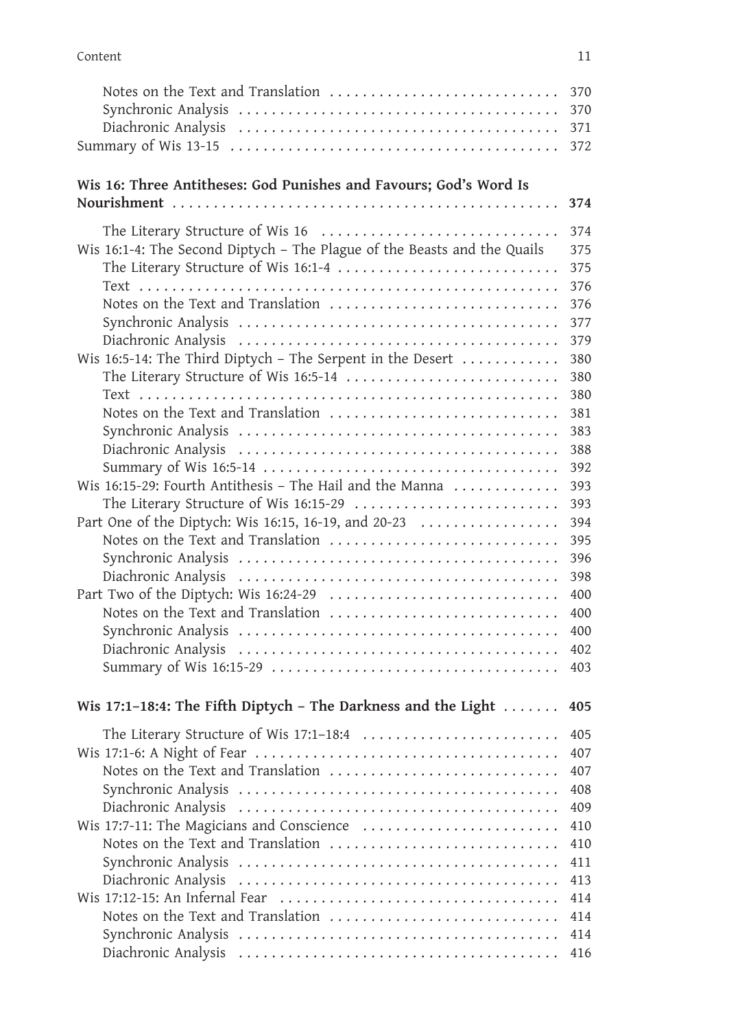Notes on the Text and Translation . . . . . . . . . . . . . . . . . . . . . . . . . . . . 370
Synchronic Analysis . . . . . . . . . . . . . . . . . . . . . . . . . . . . . . . . . . . . . . 370
Diachronic Analysis . . . . . . . . . . . . . . . . . . . . . . . . . . . . . . . . . . . . . . 371
Summary of Wis 13-15 . . . . . . . . . . . . . . . . . . . . . . . . . . . . . . . . . . . . . . . 372

**Wis 16: Three Antitheses: God Punishes and Favours; God's Word Is Nourishment . . . . . . . . . . . . . . . . . . . . . . . . . . . . . . . . . . . . . . . . . . . . . . . 374**

The Literary Structure of Wis 16 . . . . . . . . . . . . . . . . . . . . . . . . . . . . 374
Wis 16:1-4: The Second Diptych – The Plague of the Beasts and the Quails 375
The Literary Structure of Wis 16:1-4 . . . . . . . . . . . . . . . . . . . . . . . . . . 375
Text . . . . . . . . . . . . . . . . . . . . . . . . . . . . . . . . . . . . . . . . . . . . . . . . . . 376
Notes on the Text and Translation . . . . . . . . . . . . . . . . . . . . . . . . . . . . 376
Synchronic Analysis . . . . . . . . . . . . . . . . . . . . . . . . . . . . . . . . . . . . . . 377
Diachronic Analysis . . . . . . . . . . . . . . . . . . . . . . . . . . . . . . . . . . . . . . 379
Wis 16:5-14: The Third Diptych – The Serpent in the Desert . . . . . . . . . . . . 380
The Literary Structure of Wis 16:5-14 . . . . . . . . . . . . . . . . . . . . . . . . . 380
Text . . . . . . . . . . . . . . . . . . . . . . . . . . . . . . . . . . . . . . . . . . . . . . . . . . 380
Notes on the Text and Translation . . . . . . . . . . . . . . . . . . . . . . . . . . . . 381
Synchronic Analysis . . . . . . . . . . . . . . . . . . . . . . . . . . . . . . . . . . . . . . 383
Diachronic Analysis . . . . . . . . . . . . . . . . . . . . . . . . . . . . . . . . . . . . . . 388
Summary of Wis 16:5-14 . . . . . . . . . . . . . . . . . . . . . . . . . . . . . . . . . . . 392
Wis 16:15-29: Fourth Antithesis – The Hail and the Manna . . . . . . . . . . . . . 393
The Literary Structure of Wis 16:15-29 . . . . . . . . . . . . . . . . . . . . . . . . 393
Part One of the Diptych: Wis 16:15, 16-19, and 20-23 . . . . . . . . . . . . . . . . 394
Notes on the Text and Translation . . . . . . . . . . . . . . . . . . . . . . . . . . . . 395
Synchronic Analysis . . . . . . . . . . . . . . . . . . . . . . . . . . . . . . . . . . . . . . 396
Diachronic Analysis . . . . . . . . . . . . . . . . . . . . . . . . . . . . . . . . . . . . . . 398
Part Two of the Diptych: Wis 16:24-29 . . . . . . . . . . . . . . . . . . . . . . . . . . . 400
Notes on the Text and Translation . . . . . . . . . . . . . . . . . . . . . . . . . . . . 400
Synchronic Analysis . . . . . . . . . . . . . . . . . . . . . . . . . . . . . . . . . . . . . . 400
Diachronic Analysis . . . . . . . . . . . . . . . . . . . . . . . . . . . . . . . . . . . . . . 402
Summary of Wis 16:15-29 . . . . . . . . . . . . . . . . . . . . . . . . . . . . . . . . . . 403

**Wis 17:1–18:4: The Fifth Diptych – The Darkness and the Light . . . . . . . 405**

The Literary Structure of Wis 17:1–18:4 . . . . . . . . . . . . . . . . . . . . . . . 405
Wis 17:1-6: A Night of Fear . . . . . . . . . . . . . . . . . . . . . . . . . . . . . . . . . . . . 407
Notes on the Text and Translation . . . . . . . . . . . . . . . . . . . . . . . . . . . . 407
Synchronic Analysis . . . . . . . . . . . . . . . . . . . . . . . . . . . . . . . . . . . . . . 408
Diachronic Analysis . . . . . . . . . . . . . . . . . . . . . . . . . . . . . . . . . . . . . . 409
Wis 17:7-11: The Magicians and Conscience . . . . . . . . . . . . . . . . . . . . . . . . 410
Notes on the Text and Translation . . . . . . . . . . . . . . . . . . . . . . . . . . . . 410
Synchronic Analysis . . . . . . . . . . . . . . . . . . . . . . . . . . . . . . . . . . . . . . 411
Diachronic Analysis . . . . . . . . . . . . . . . . . . . . . . . . . . . . . . . . . . . . . . 413
Wis 17:12-15: An Infernal Fear . . . . . . . . . . . . . . . . . . . . . . . . . . . . . . . . . 414
Notes on the Text and Translation . . . . . . . . . . . . . . . . . . . . . . . . . . . . 414
Synchronic Analysis . . . . . . . . . . . . . . . . . . . . . . . . . . . . . . . . . . . . . . 414
Diachronic Analysis . . . . . . . . . . . . . . . . . . . . . . . . . . . . . . . . . . . . . . 416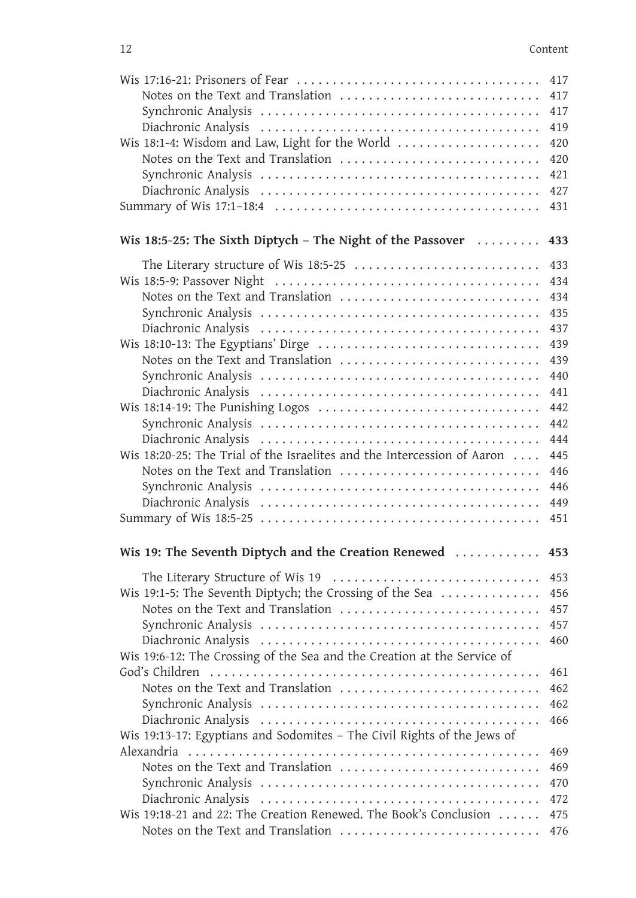Wis 17:16-21: Prisoners of Fear . . . . . . . . . . . . . . . . . . . . . . . . . . . . . . . . . . 417
  Notes on the Text and Translation . . . . . . . . . . . . . . . . . . . . . . . . . . . 417
  Synchronic Analysis . . . . . . . . . . . . . . . . . . . . . . . . . . . . . . . . . . . . . . 417
  Diachronic Analysis . . . . . . . . . . . . . . . . . . . . . . . . . . . . . . . . . . . . . . 419
Wis 18:1-4: Wisdom and Law, Light for the World . . . . . . . . . . . . . . . . . . . 420
  Notes on the Text and Translation . . . . . . . . . . . . . . . . . . . . . . . . . . . 420
  Synchronic Analysis . . . . . . . . . . . . . . . . . . . . . . . . . . . . . . . . . . . . . . 421
  Diachronic Analysis . . . . . . . . . . . . . . . . . . . . . . . . . . . . . . . . . . . . . . 427
Summary of Wis 17:1–18:4 . . . . . . . . . . . . . . . . . . . . . . . . . . . . . . . . . . . 431

**Wis 18:5-25: The Sixth Diptych – The Night of the Passover . . . . . . . . . 433**

  The Literary structure of Wis 18:5-25 . . . . . . . . . . . . . . . . . . . . . . . . . . 433
Wis 18:5-9: Passover Night . . . . . . . . . . . . . . . . . . . . . . . . . . . . . . . . . . . 434
  Notes on the Text and Translation . . . . . . . . . . . . . . . . . . . . . . . . . . . 434
  Synchronic Analysis . . . . . . . . . . . . . . . . . . . . . . . . . . . . . . . . . . . . . . 435
  Diachronic Analysis . . . . . . . . . . . . . . . . . . . . . . . . . . . . . . . . . . . . . . 437
Wis 18:10-13: The Egyptians' Dirge . . . . . . . . . . . . . . . . . . . . . . . . . . . . . . 439
  Notes on the Text and Translation . . . . . . . . . . . . . . . . . . . . . . . . . . . 439
  Synchronic Analysis . . . . . . . . . . . . . . . . . . . . . . . . . . . . . . . . . . . . . . 440
  Diachronic Analysis . . . . . . . . . . . . . . . . . . . . . . . . . . . . . . . . . . . . . . 441
Wis 18:14-19: The Punishing Logos . . . . . . . . . . . . . . . . . . . . . . . . . . . . . . 442
  Synchronic Analysis . . . . . . . . . . . . . . . . . . . . . . . . . . . . . . . . . . . . . . 442
  Diachronic Analysis . . . . . . . . . . . . . . . . . . . . . . . . . . . . . . . . . . . . . . 444
Wis 18:20-25: The Trial of the Israelites and the Intercession of Aaron . . . . 445
  Notes on the Text and Translation . . . . . . . . . . . . . . . . . . . . . . . . . . . 446
  Synchronic Analysis . . . . . . . . . . . . . . . . . . . . . . . . . . . . . . . . . . . . . . 446
  Diachronic Analysis . . . . . . . . . . . . . . . . . . . . . . . . . . . . . . . . . . . . . . 449
Summary of Wis 18:5-25 . . . . . . . . . . . . . . . . . . . . . . . . . . . . . . . . . . . . . 451

**Wis 19: The Seventh Diptych and the Creation Renewed . . . . . . . . . . . . 453**

  The Literary Structure of Wis 19 . . . . . . . . . . . . . . . . . . . . . . . . . . . . . 453
Wis 19:1-5: The Seventh Diptych; the Crossing of the Sea . . . . . . . . . . . . . 456
  Notes on the Text and Translation . . . . . . . . . . . . . . . . . . . . . . . . . . . 457
  Synchronic Analysis . . . . . . . . . . . . . . . . . . . . . . . . . . . . . . . . . . . . . . 457
  Diachronic Analysis . . . . . . . . . . . . . . . . . . . . . . . . . . . . . . . . . . . . . . 460
Wis 19:6-12: The Crossing of the Sea and the Creation at the Service of God's Children . . . . . . . . . . . . . . . . . . . . . . . . . . . . . . . . . . . . . . . . . . . . 461
  Notes on the Text and Translation . . . . . . . . . . . . . . . . . . . . . . . . . . . 462
  Synchronic Analysis . . . . . . . . . . . . . . . . . . . . . . . . . . . . . . . . . . . . . . 462
  Diachronic Analysis . . . . . . . . . . . . . . . . . . . . . . . . . . . . . . . . . . . . . . 466
Wis 19:13-17: Egyptians and Sodomites – The Civil Rights of the Jews of Alexandria . . . . . . . . . . . . . . . . . . . . . . . . . . . . . . . . . . . . . . . . . . . . . . . 469
  Notes on the Text and Translation . . . . . . . . . . . . . . . . . . . . . . . . . . . 469
  Synchronic Analysis . . . . . . . . . . . . . . . . . . . . . . . . . . . . . . . . . . . . . . 470
  Diachronic Analysis . . . . . . . . . . . . . . . . . . . . . . . . . . . . . . . . . . . . . . 472
Wis 19:18-21 and 22: The Creation Renewed. The Book's Conclusion . . . . . . 475
  Notes on the Text and Translation . . . . . . . . . . . . . . . . . . . . . . . . . . . 476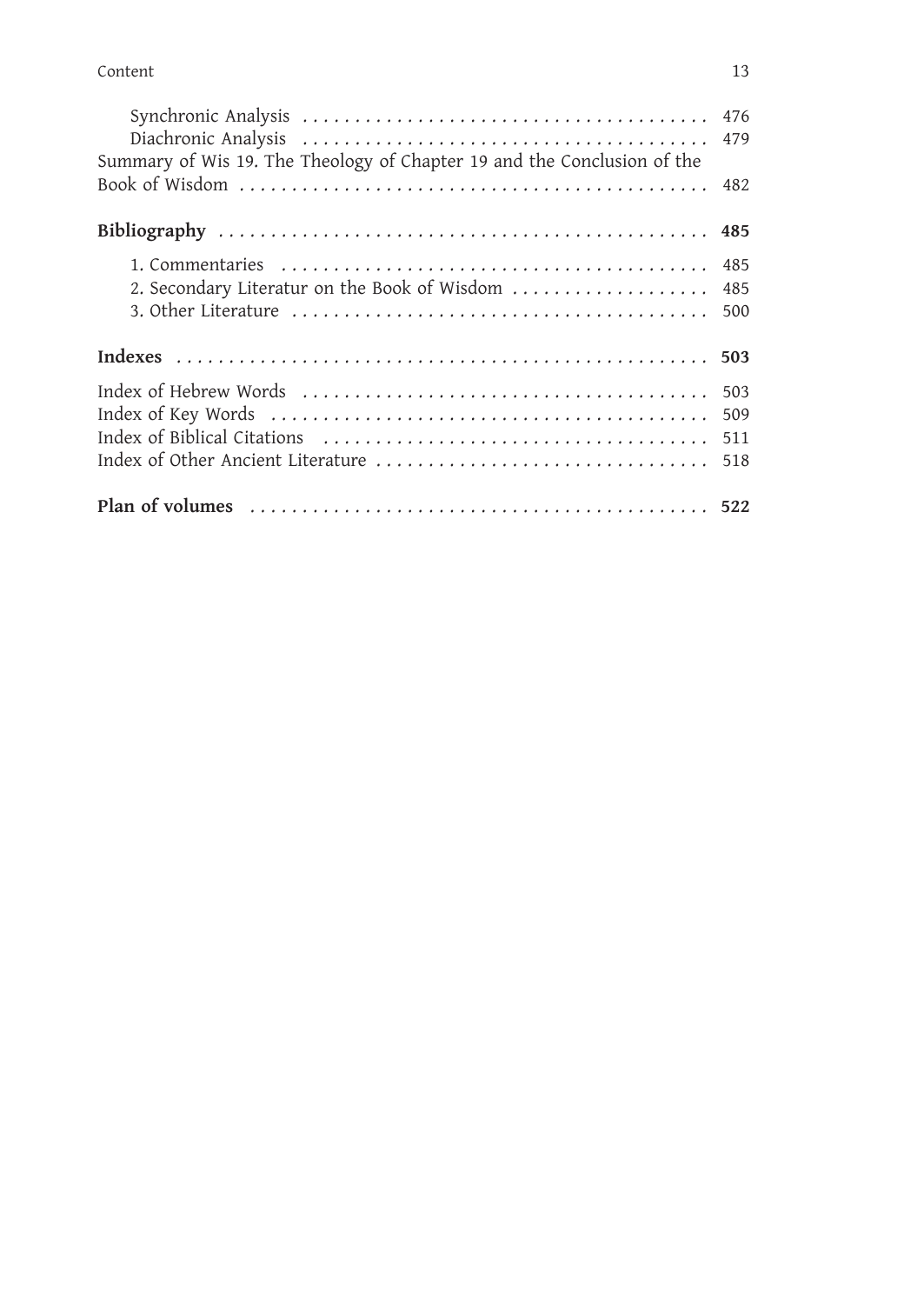Synchronic Analysis . . . . . . . . . . . . . . . . . . . . . . . . . . . . . . . . . . . . . . . 476
Diachronic Analysis . . . . . . . . . . . . . . . . . . . . . . . . . . . . . . . . . . . . . . . 479
Summary of Wis 19. The Theology of Chapter 19 and the Conclusion of the Book of Wisdom . . . . . . . . . . . . . . . . . . . . . . . . . . . . . . . . . . . . . . . . . . . . . 482

**Bibliography** . . . . . . . . . . . . . . . . . . . . . . . . . . . . . . . . . . . . . . . . . . . . . . . **485**

1. Commentaries . . . . . . . . . . . . . . . . . . . . . . . . . . . . . . . . . . . . . . . . . 485
2. Secondary Literatur on the Book of Wisdom . . . . . . . . . . . . . . . . . . . . 485
3. Other Literature . . . . . . . . . . . . . . . . . . . . . . . . . . . . . . . . . . . . . . . . 500

**Indexes** . . . . . . . . . . . . . . . . . . . . . . . . . . . . . . . . . . . . . . . . . . . . . . . . . . **503**

Index of Hebrew Words . . . . . . . . . . . . . . . . . . . . . . . . . . . . . . . . . . . . . . . 503
Index of Key Words . . . . . . . . . . . . . . . . . . . . . . . . . . . . . . . . . . . . . . . . . 509
Index of Biblical Citations . . . . . . . . . . . . . . . . . . . . . . . . . . . . . . . . . . . . 511
Index of Other Ancient Literature . . . . . . . . . . . . . . . . . . . . . . . . . . . . . . . 518

**Plan of volumes** . . . . . . . . . . . . . . . . . . . . . . . . . . . . . . . . . . . . . . . . . . . . **522**